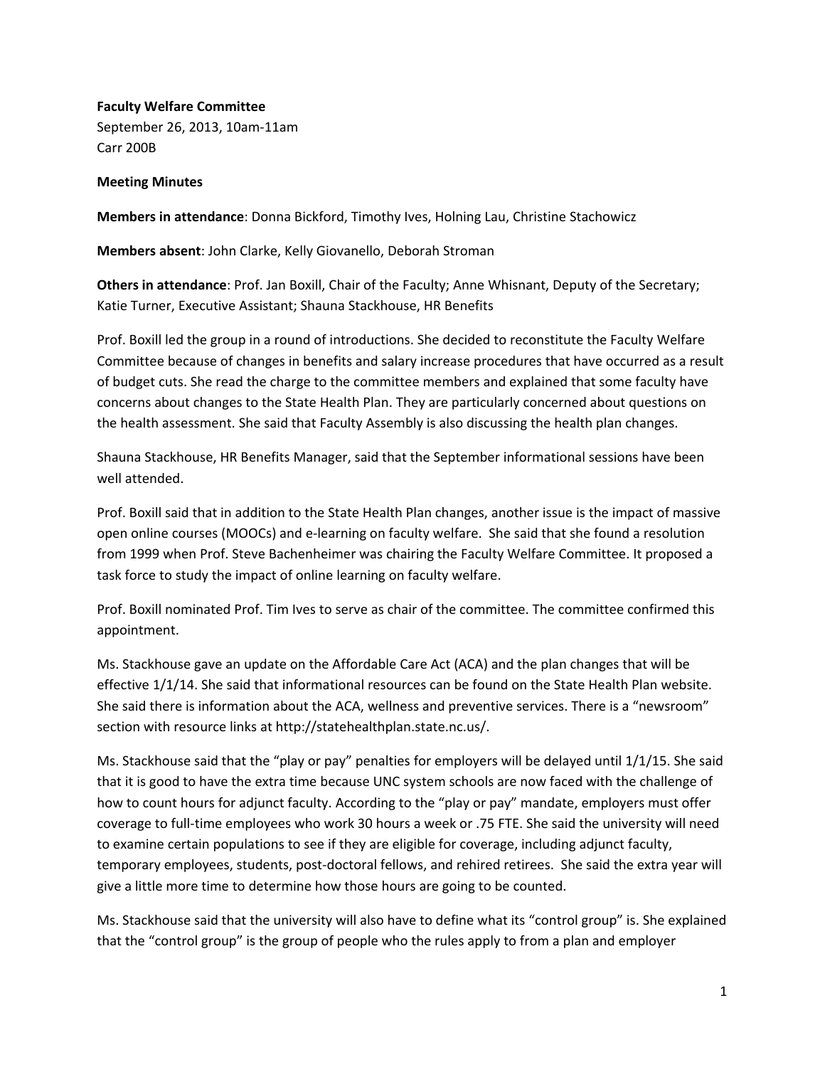**Faculty Welfare Committee**
September 26, 2013, 10am-11am
Carr 200B

**Meeting Minutes**

**Members in attendance**: Donna Bickford, Timothy Ives, Holning Lau, Christine Stachowicz

**Members absent**: John Clarke, Kelly Giovanello, Deborah Stroman

**Others in attendance**: Prof. Jan Boxill, Chair of the Faculty; Anne Whisnant, Deputy of the Secretary; Katie Turner, Executive Assistant; Shauna Stackhouse, HR Benefits

Prof. Boxill led the group in a round of introductions. She decided to reconstitute the Faculty Welfare Committee because of changes in benefits and salary increase procedures that have occurred as a result of budget cuts. She read the charge to the committee members and explained that some faculty have concerns about changes to the State Health Plan. They are particularly concerned about questions on the health assessment. She said that Faculty Assembly is also discussing the health plan changes.

Shauna Stackhouse, HR Benefits Manager, said that the September informational sessions have been well attended.

Prof. Boxill said that in addition to the State Health Plan changes, another issue is the impact of massive open online courses (MOOCs) and e-learning on faculty welfare. She said that she found a resolution from 1999 when Prof. Steve Bachenheimer was chairing the Faculty Welfare Committee. It proposed a task force to study the impact of online learning on faculty welfare.

Prof. Boxill nominated Prof. Tim Ives to serve as chair of the committee. The committee confirmed this appointment.

Ms. Stackhouse gave an update on the Affordable Care Act (ACA) and the plan changes that will be effective 1/1/14. She said that informational resources can be found on the State Health Plan website. She said there is information about the ACA, wellness and preventive services. There is a "newsroom" section with resource links at http://statehealthplan.state.nc.us/.

Ms. Stackhouse said that the "play or pay" penalties for employers will be delayed until 1/1/15. She said that it is good to have the extra time because UNC system schools are now faced with the challenge of how to count hours for adjunct faculty. According to the "play or pay" mandate, employers must offer coverage to full-time employees who work 30 hours a week or .75 FTE. She said the university will need to examine certain populations to see if they are eligible for coverage, including adjunct faculty, temporary employees, students, post-doctoral fellows, and rehired retirees. She said the extra year will give a little more time to determine how those hours are going to be counted.

Ms. Stackhouse said that the university will also have to define what its "control group" is. She explained that the "control group" is the group of people who the rules apply to from a plan and employer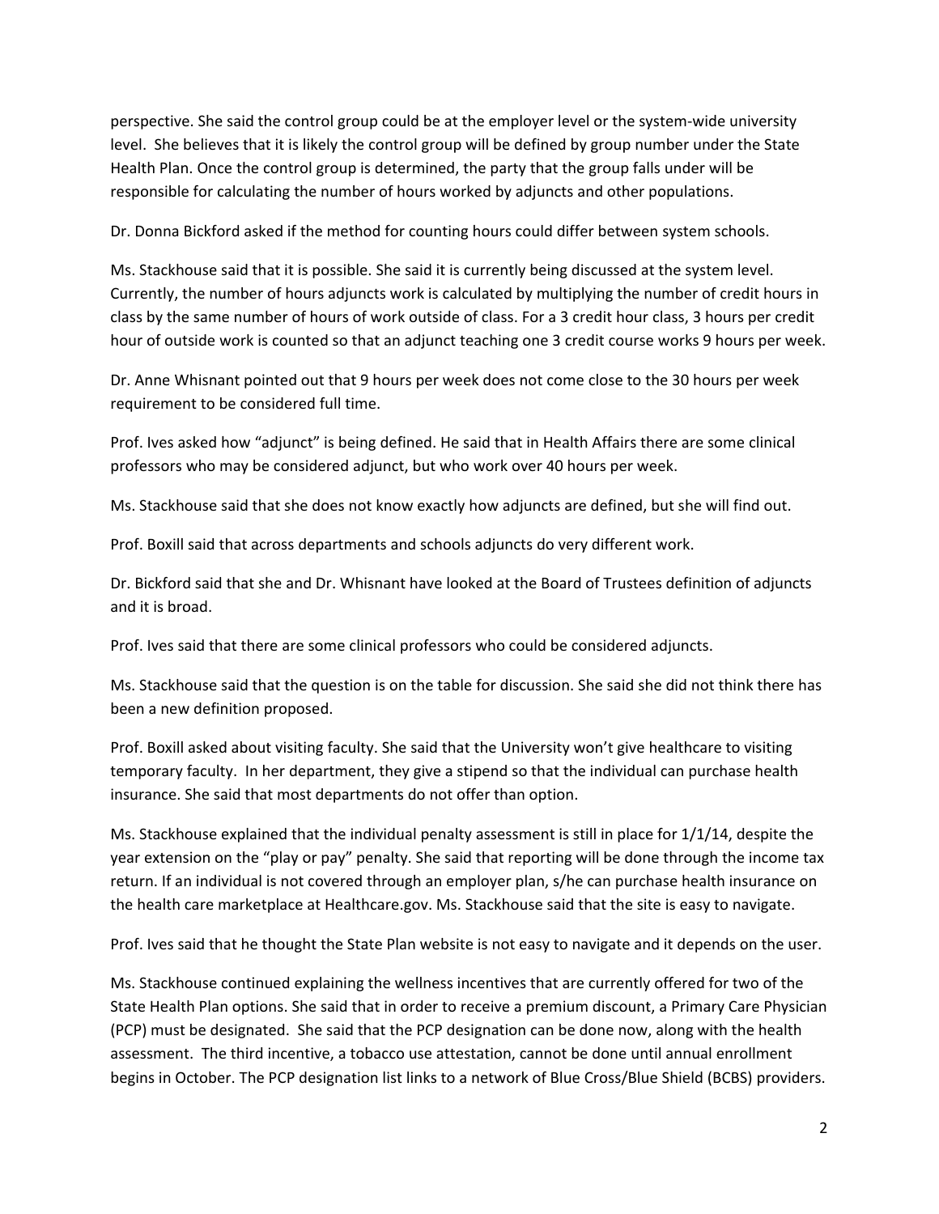perspective. She said the control group could be at the employer level or the system-wide university level. She believes that it is likely the control group will be defined by group number under the State Health Plan. Once the control group is determined, the party that the group falls under will be responsible for calculating the number of hours worked by adjuncts and other populations.

Dr. Donna Bickford asked if the method for counting hours could differ between system schools.

Ms. Stackhouse said that it is possible. She said it is currently being discussed at the system level. Currently, the number of hours adjuncts work is calculated by multiplying the number of credit hours in class by the same number of hours of work outside of class. For a 3 credit hour class, 3 hours per credit hour of outside work is counted so that an adjunct teaching one 3 credit course works 9 hours per week.

Dr. Anne Whisnant pointed out that 9 hours per week does not come close to the 30 hours per week requirement to be considered full time.

Prof. Ives asked how "adjunct" is being defined. He said that in Health Affairs there are some clinical professors who may be considered adjunct, but who work over 40 hours per week.

Ms. Stackhouse said that she does not know exactly how adjuncts are defined, but she will find out.

Prof. Boxill said that across departments and schools adjuncts do very different work.

Dr. Bickford said that she and Dr. Whisnant have looked at the Board of Trustees definition of adjuncts and it is broad.

Prof. Ives said that there are some clinical professors who could be considered adjuncts.

Ms. Stackhouse said that the question is on the table for discussion. She said she did not think there has been a new definition proposed.

Prof. Boxill asked about visiting faculty. She said that the University won't give healthcare to visiting temporary faculty. In her department, they give a stipend so that the individual can purchase health insurance. She said that most departments do not offer than option.

Ms. Stackhouse explained that the individual penalty assessment is still in place for 1/1/14, despite the year extension on the "play or pay" penalty. She said that reporting will be done through the income tax return. If an individual is not covered through an employer plan, s/he can purchase health insurance on the health care marketplace at Healthcare.gov. Ms. Stackhouse said that the site is easy to navigate.

Prof. Ives said that he thought the State Plan website is not easy to navigate and it depends on the user.

Ms. Stackhouse continued explaining the wellness incentives that are currently offered for two of the State Health Plan options. She said that in order to receive a premium discount, a Primary Care Physician (PCP) must be designated. She said that the PCP designation can be done now, along with the health assessment. The third incentive, a tobacco use attestation, cannot be done until annual enrollment begins in October. The PCP designation list links to a network of Blue Cross/Blue Shield (BCBS) providers.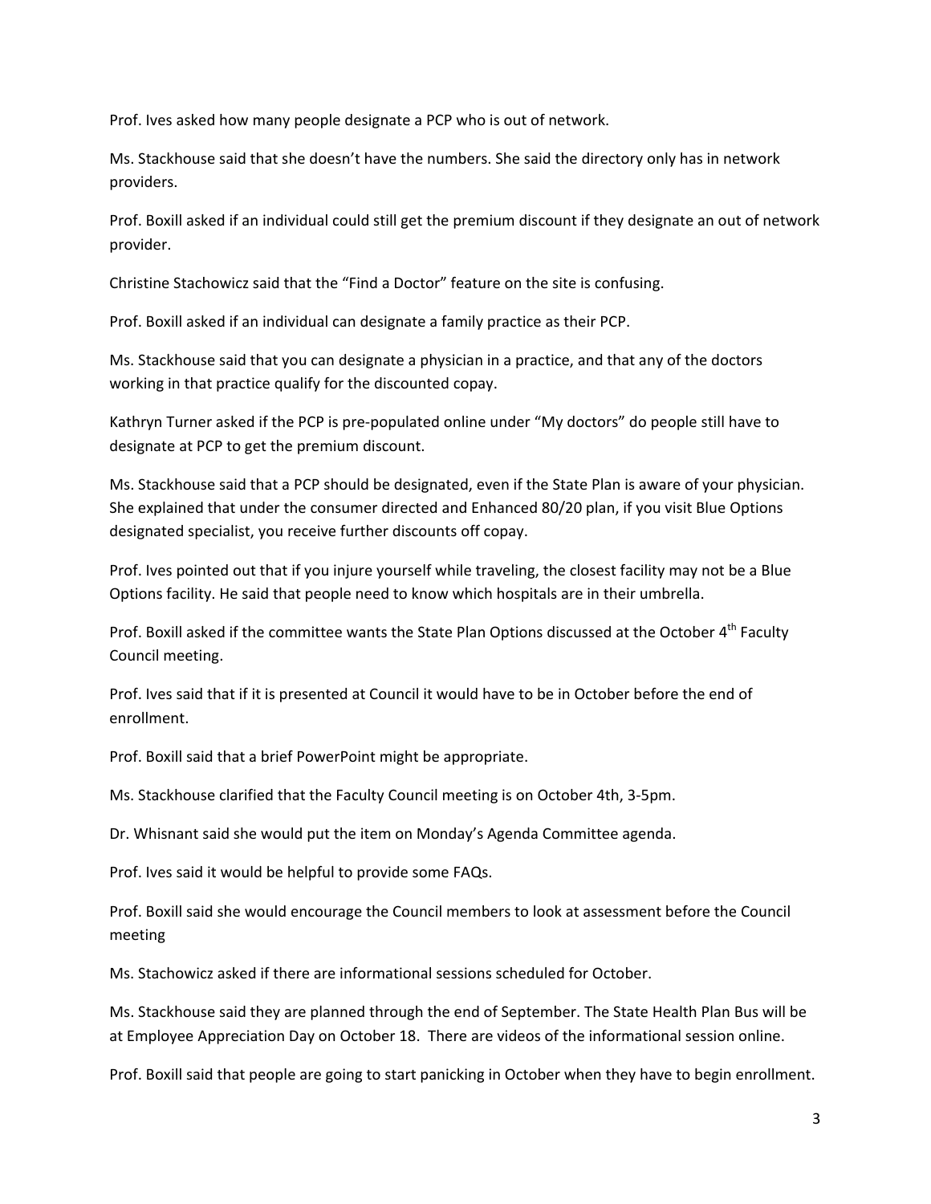Prof. Ives asked how many people designate a PCP who is out of network.

Ms. Stackhouse said that she doesn't have the numbers. She said the directory only has in network providers.

Prof. Boxill asked if an individual could still get the premium discount if they designate an out of network provider.

Christine Stachowicz said that the "Find a Doctor" feature on the site is confusing.

Prof. Boxill asked if an individual can designate a family practice as their PCP.

Ms. Stackhouse said that you can designate a physician in a practice, and that any of the doctors working in that practice qualify for the discounted copay.

Kathryn Turner asked if the PCP is pre-populated online under "My doctors" do people still have to designate at PCP to get the premium discount.

Ms. Stackhouse said that a PCP should be designated, even if the State Plan is aware of your physician. She explained that under the consumer directed and Enhanced 80/20 plan, if you visit Blue Options designated specialist, you receive further discounts off copay.

Prof. Ives pointed out that if you injure yourself while traveling, the closest facility may not be a Blue Options facility. He said that people need to know which hospitals are in their umbrella.

Prof. Boxill asked if the committee wants the State Plan Options discussed at the October 4th Faculty Council meeting.

Prof. Ives said that if it is presented at Council it would have to be in October before the end of enrollment.

Prof. Boxill said that a brief PowerPoint might be appropriate.

Ms. Stackhouse clarified that the Faculty Council meeting is on October 4th, 3-5pm.

Dr. Whisnant said she would put the item on Monday's Agenda Committee agenda.

Prof. Ives said it would be helpful to provide some FAQs.

Prof. Boxill said she would encourage the Council members to look at assessment before the Council meeting

Ms. Stachowicz asked if there are informational sessions scheduled for October.

Ms. Stackhouse said they are planned through the end of September. The State Health Plan Bus will be at Employee Appreciation Day on October 18. There are videos of the informational session online.

Prof. Boxill said that people are going to start panicking in October when they have to begin enrollment.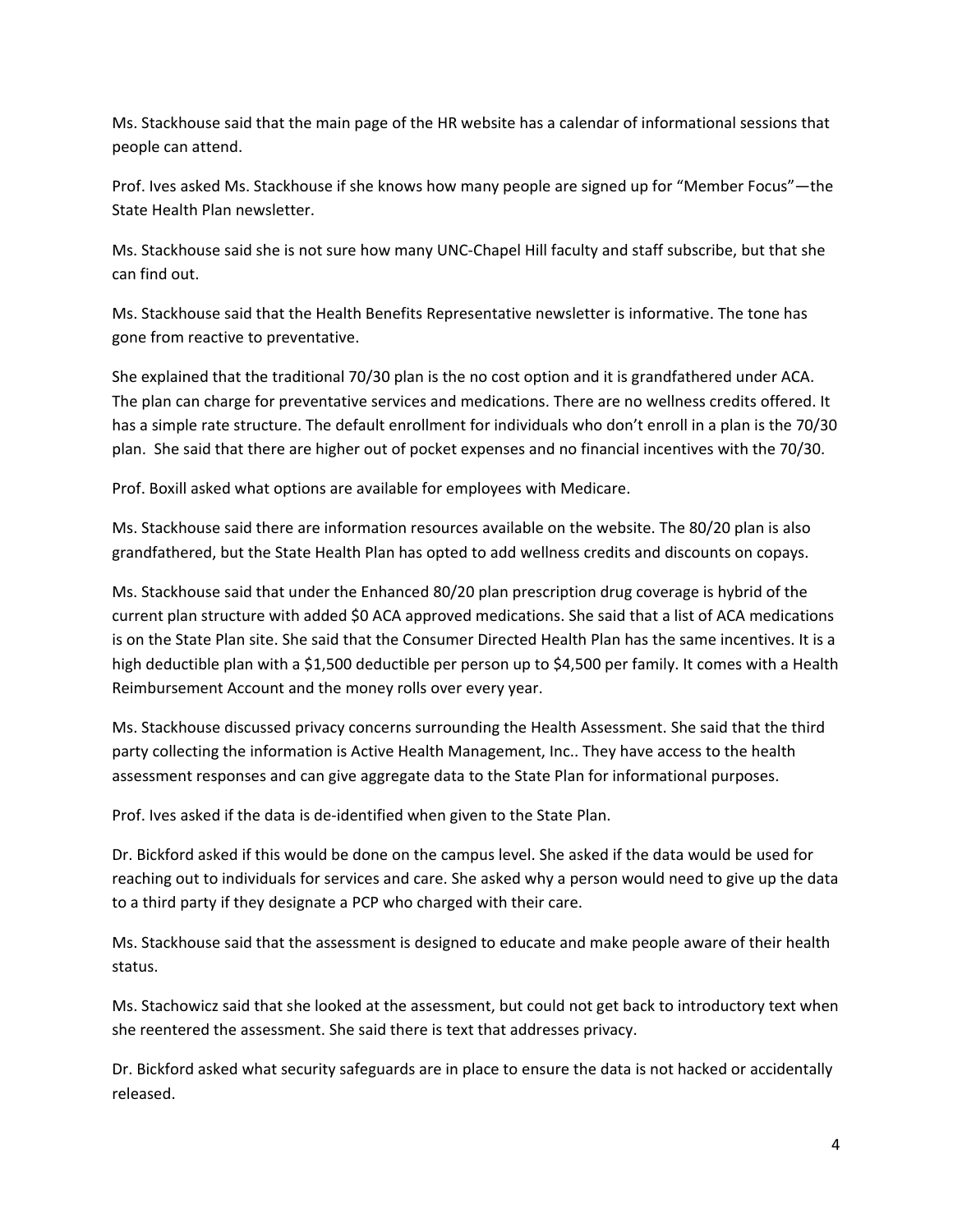Ms. Stackhouse said that the main page of the HR website has a calendar of informational sessions that people can attend.

Prof. Ives asked Ms. Stackhouse if she knows how many people are signed up for "Member Focus"—the State Health Plan newsletter.

Ms. Stackhouse said she is not sure how many UNC-Chapel Hill faculty and staff subscribe, but that she can find out.

Ms. Stackhouse said that the Health Benefits Representative newsletter is informative. The tone has gone from reactive to preventative.

She explained that the traditional 70/30 plan is the no cost option and it is grandfathered under ACA. The plan can charge for preventative services and medications. There are no wellness credits offered. It has a simple rate structure. The default enrollment for individuals who don't enroll in a plan is the 70/30 plan. She said that there are higher out of pocket expenses and no financial incentives with the 70/30.

Prof. Boxill asked what options are available for employees with Medicare.

Ms. Stackhouse said there are information resources available on the website. The 80/20 plan is also grandfathered, but the State Health Plan has opted to add wellness credits and discounts on copays.

Ms. Stackhouse said that under the Enhanced 80/20 plan prescription drug coverage is hybrid of the current plan structure with added $0 ACA approved medications. She said that a list of ACA medications is on the State Plan site. She said that the Consumer Directed Health Plan has the same incentives. It is a high deductible plan with a $1,500 deductible per person up to $4,500 per family. It comes with a Health Reimbursement Account and the money rolls over every year.

Ms. Stackhouse discussed privacy concerns surrounding the Health Assessment. She said that the third party collecting the information is Active Health Management, Inc.. They have access to the health assessment responses and can give aggregate data to the State Plan for informational purposes.

Prof. Ives asked if the data is de-identified when given to the State Plan.

Dr. Bickford asked if this would be done on the campus level. She asked if the data would be used for reaching out to individuals for services and care. She asked why a person would need to give up the data to a third party if they designate a PCP who charged with their care.

Ms. Stackhouse said that the assessment is designed to educate and make people aware of their health status.

Ms. Stachowicz said that she looked at the assessment, but could not get back to introductory text when she reentered the assessment. She said there is text that addresses privacy.

Dr. Bickford asked what security safeguards are in place to ensure the data is not hacked or accidentally released.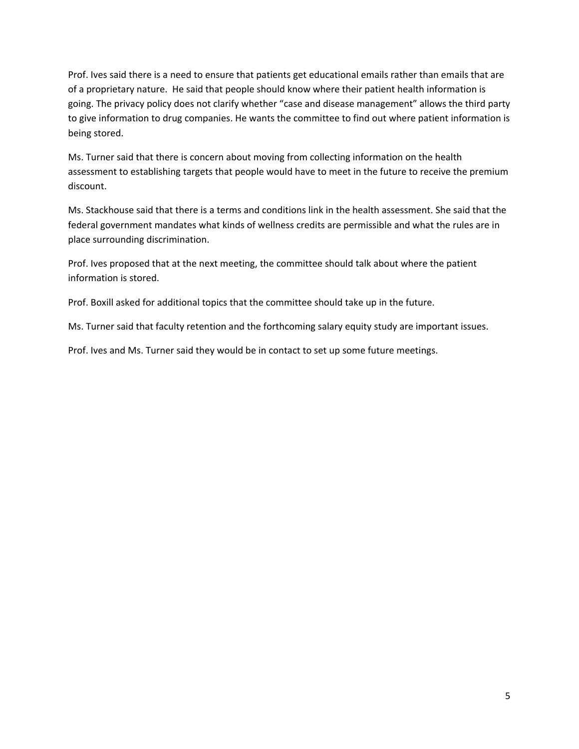Prof. Ives said there is a need to ensure that patients get educational emails rather than emails that are of a proprietary nature. He said that people should know where their patient health information is going. The privacy policy does not clarify whether "case and disease management" allows the third party to give information to drug companies. He wants the committee to find out where patient information is being stored.

Ms. Turner said that there is concern about moving from collecting information on the health assessment to establishing targets that people would have to meet in the future to receive the premium discount.

Ms. Stackhouse said that there is a terms and conditions link in the health assessment. She said that the federal government mandates what kinds of wellness credits are permissible and what the rules are in place surrounding discrimination.

Prof. Ives proposed that at the next meeting, the committee should talk about where the patient information is stored.

Prof. Boxill asked for additional topics that the committee should take up in the future.

Ms. Turner said that faculty retention and the forthcoming salary equity study are important issues.

Prof. Ives and Ms. Turner said they would be in contact to set up some future meetings.